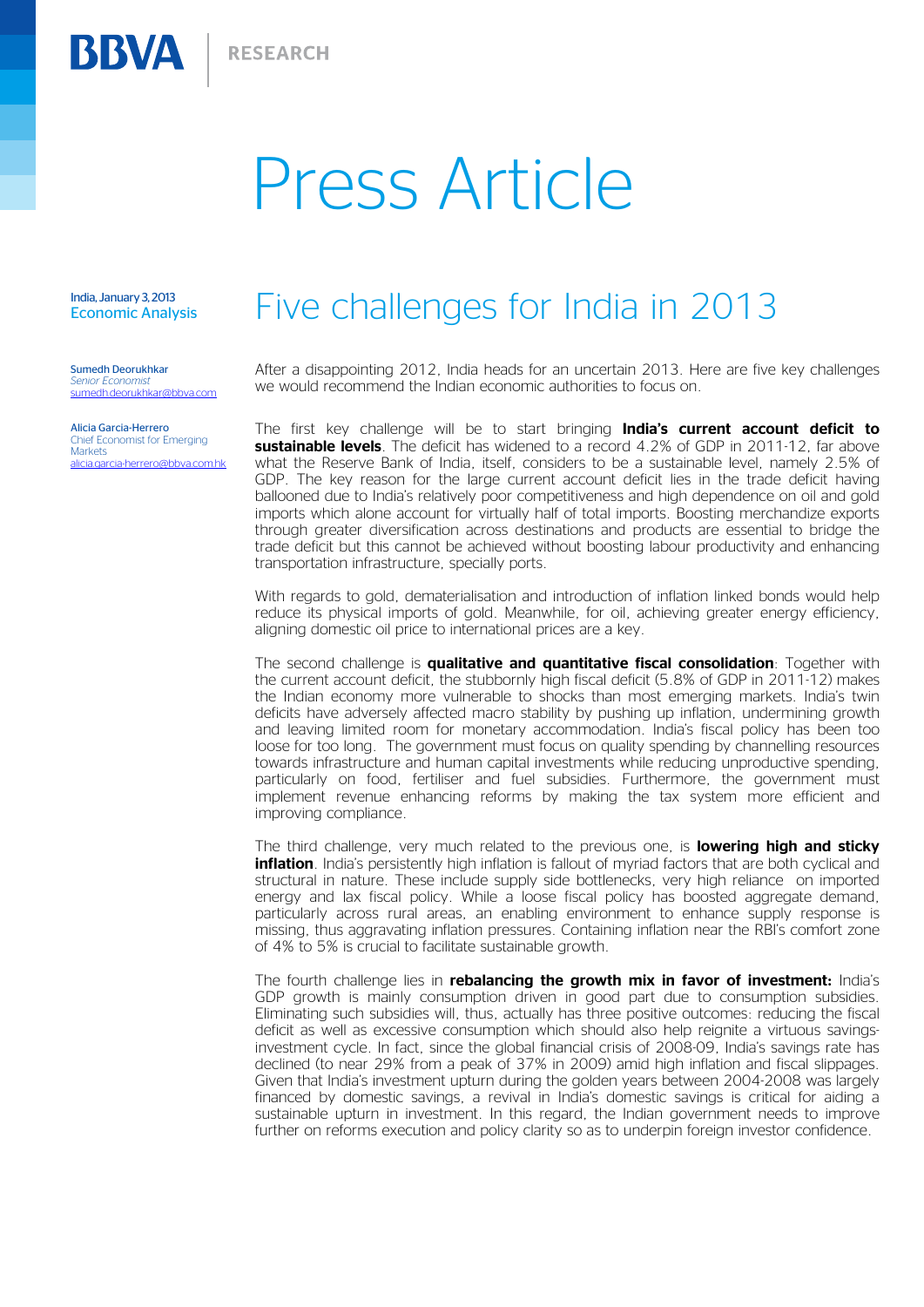BBVA | RESEARCH

# Press Article

India, January 3, 2013
Economic Analysis

**Sumedh Deorukhkar**
*Senior Economist*
sumedh.deorukhkar@bbva.com

**Alicia Garcia-Herrero**
Chief Economist for Emerging Markets
alicia.garcia-herrero@bbva.com.hk

## Five challenges for India in 2013

After a disappointing 2012, India heads for an uncertain 2013. Here are five key challenges we would recommend the Indian economic authorities to focus on.

The first key challenge will be to start bringing **India's current account deficit to sustainable levels**. The deficit has widened to a record 4.2% of GDP in 2011-12, far above what the Reserve Bank of India, itself, considers to be a sustainable level, namely 2.5% of GDP. The key reason for the large current account deficit lies in the trade deficit having ballooned due to India's relatively poor competitiveness and high dependence on oil and gold imports which alone account for virtually half of total imports. Boosting merchandize exports through greater diversification across destinations and products are essential to bridge the trade deficit but this cannot be achieved without boosting labour productivity and enhancing transportation infrastructure, specially ports.

With regards to gold, dematerialisation and introduction of inflation linked bonds would help reduce its physical imports of gold. Meanwhile, for oil, achieving greater energy efficiency, aligning domestic oil price to international prices are a key.

The second challenge is **qualitative and quantitative fiscal consolidation**: Together with the current account deficit, the stubbornly high fiscal deficit (5.8% of GDP in 2011-12) makes the Indian economy more vulnerable to shocks than most emerging markets. India's twin deficits have adversely affected macro stability by pushing up inflation, undermining growth and leaving limited room for monetary accommodation. India's fiscal policy has been too loose for too long. The government must focus on quality spending by channelling resources towards infrastructure and human capital investments while reducing unproductive spending, particularly on food, fertiliser and fuel subsidies. Furthermore, the government must implement revenue enhancing reforms by making the tax system more efficient and improving compliance.

The third challenge, very much related to the previous one, is **lowering high and sticky inflation**. India's persistently high inflation is fallout of myriad factors that are both cyclical and structural in nature. These include supply side bottlenecks, very high reliance on imported energy and lax fiscal policy. While a loose fiscal policy has boosted aggregate demand, particularly across rural areas, an enabling environment to enhance supply response is missing, thus aggravating inflation pressures. Containing inflation near the RBI's comfort zone of 4% to 5% is crucial to facilitate sustainable growth.

The fourth challenge lies in **rebalancing the growth mix in favor of investment:** India's GDP growth is mainly consumption driven in good part due to consumption subsidies. Eliminating such subsidies will, thus, actually has three positive outcomes: reducing the fiscal deficit as well as excessive consumption which should also help reignite a virtuous savings-investment cycle. In fact, since the global financial crisis of 2008-09, India's savings rate has declined (to near 29% from a peak of 37% in 2009) amid high inflation and fiscal slippages. Given that India's investment upturn during the golden years between 2004-2008 was largely financed by domestic savings, a revival in India's domestic savings is critical for aiding a sustainable upturn in investment. In this regard, the Indian government needs to improve further on reforms execution and policy clarity so as to underpin foreign investor confidence.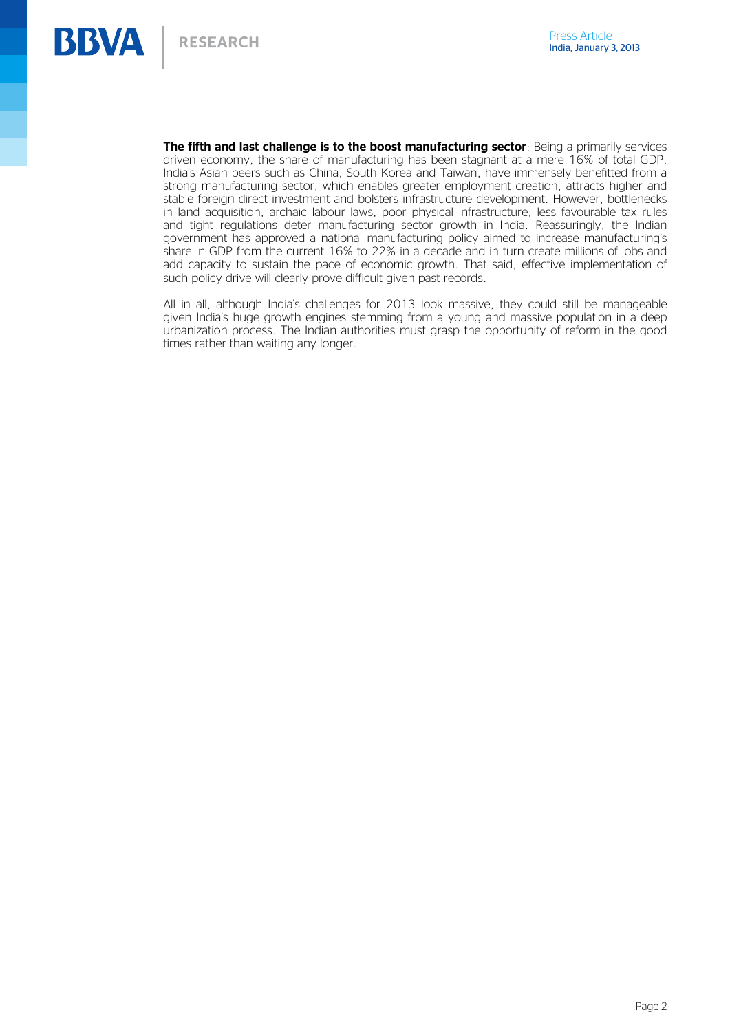**The fifth and last challenge is to the boost manufacturing sector**: Being a primarily services driven economy, the share of manufacturing has been stagnant at a mere 16% of total GDP. India's Asian peers such as China, South Korea and Taiwan, have immensely benefitted from a strong manufacturing sector, which enables greater employment creation, attracts higher and stable foreign direct investment and bolsters infrastructure development. However, bottlenecks in land acquisition, archaic labour laws, poor physical infrastructure, less favourable tax rules and tight regulations deter manufacturing sector growth in India. Reassuringly, the Indian government has approved a national manufacturing policy aimed to increase manufacturing's share in GDP from the current 16% to 22% in a decade and in turn create millions of jobs and add capacity to sustain the pace of economic growth. That said, effective implementation of such policy drive will clearly prove difficult given past records.

All in all, although India's challenges for 2013 look massive, they could still be manageable given India's huge growth engines stemming from a young and massive population in a deep urbanization process. The Indian authorities must grasp the opportunity of reform in the good times rather than waiting any longer.